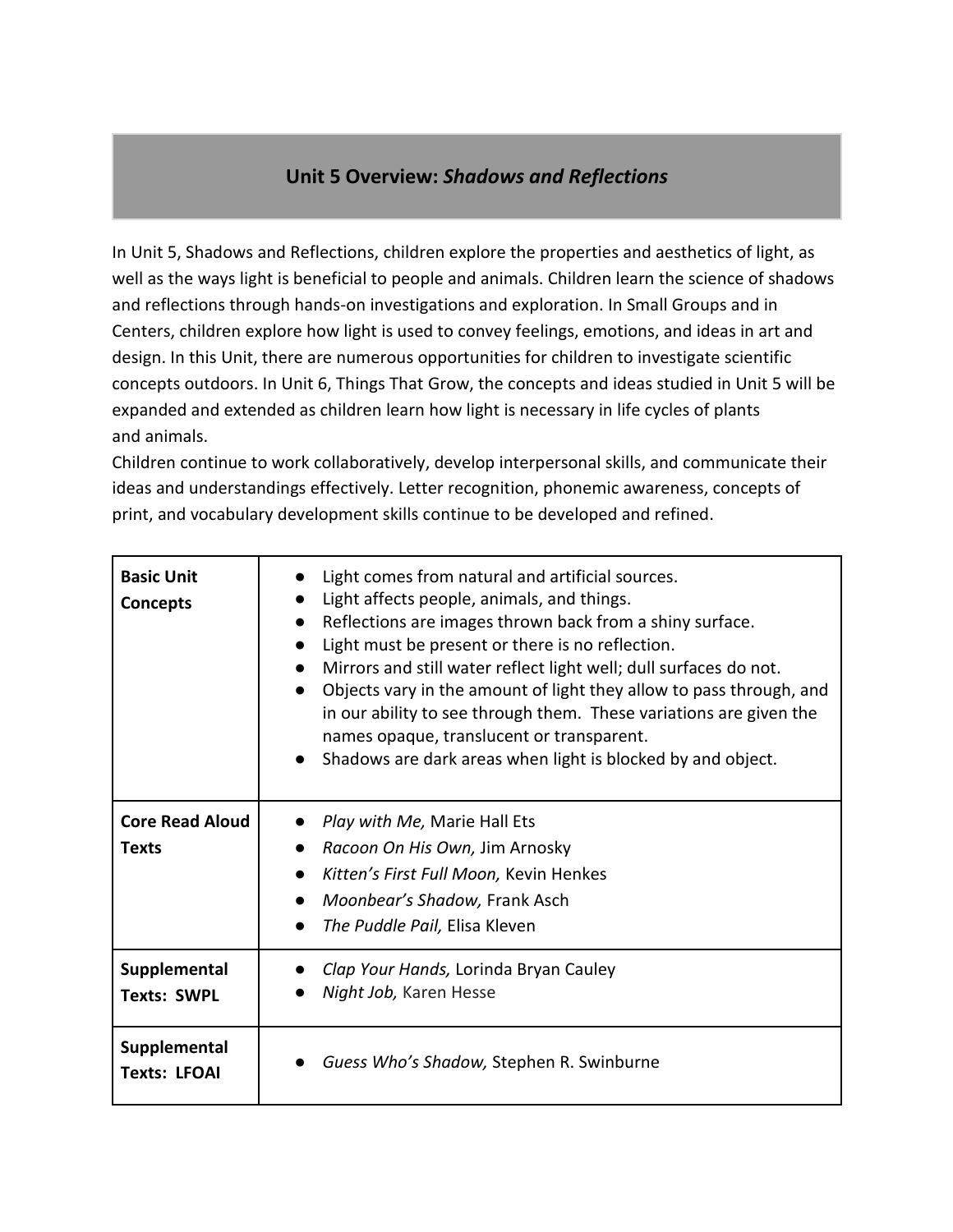## Unit 5 Overview: *Shadows and Reflections*

In Unit 5, Shadows and Reflections, children explore the properties and aesthetics of light, as well as the ways light is beneficial to people and animals. Children learn the science of shadows and reflections through hands-on investigations and exploration. In Small Groups and in Centers, children explore how light is used to convey feelings, emotions, and ideas in art and design. In this Unit, there are numerous opportunities for children to investigate scientific concepts outdoors. In Unit 6, Things That Grow, the concepts and ideas studied in Unit 5 will be expanded and extended as children learn how light is necessary in life cycles of plants and animals.

Children continue to work collaboratively, develop interpersonal skills, and communicate their ideas and understandings effectively. Letter recognition, phonemic awareness, concepts of print, and vocabulary development skills continue to be developed and refined.

| | |
|---|---|
| **Basic Unit Concepts** | ● Light comes from natural and artificial sources.<br>● Light affects people, animals, and things.<br>● Reflections are images thrown back from a shiny surface.<br>● Light must be present or there is no reflection.<br>● Mirrors and still water reflect light well; dull surfaces do not.<br>● Objects vary in the amount of light they allow to pass through, and in our ability to see through them. These variations are given the names opaque, translucent or transparent.<br>● Shadows are dark areas when light is blocked by and object. |
| **Core Read Aloud Texts** | ● *Play with Me,* Marie Hall Ets<br>● *Racoon On His Own,* Jim Arnosky<br>● *Kitten's First Full Moon,* Kevin Henkes<br>● *Moonbear's Shadow,* Frank Asch<br>● *The Puddle Pail,* Elisa Kleven |
| **Supplemental Texts: SWPL** | ● *Clap Your Hands,* Lorinda Bryan Cauley<br>● *Night Job,* Karen Hesse |
| **Supplemental Texts: LFOAI** | ● *Guess Who's Shadow,* Stephen R. Swinburne |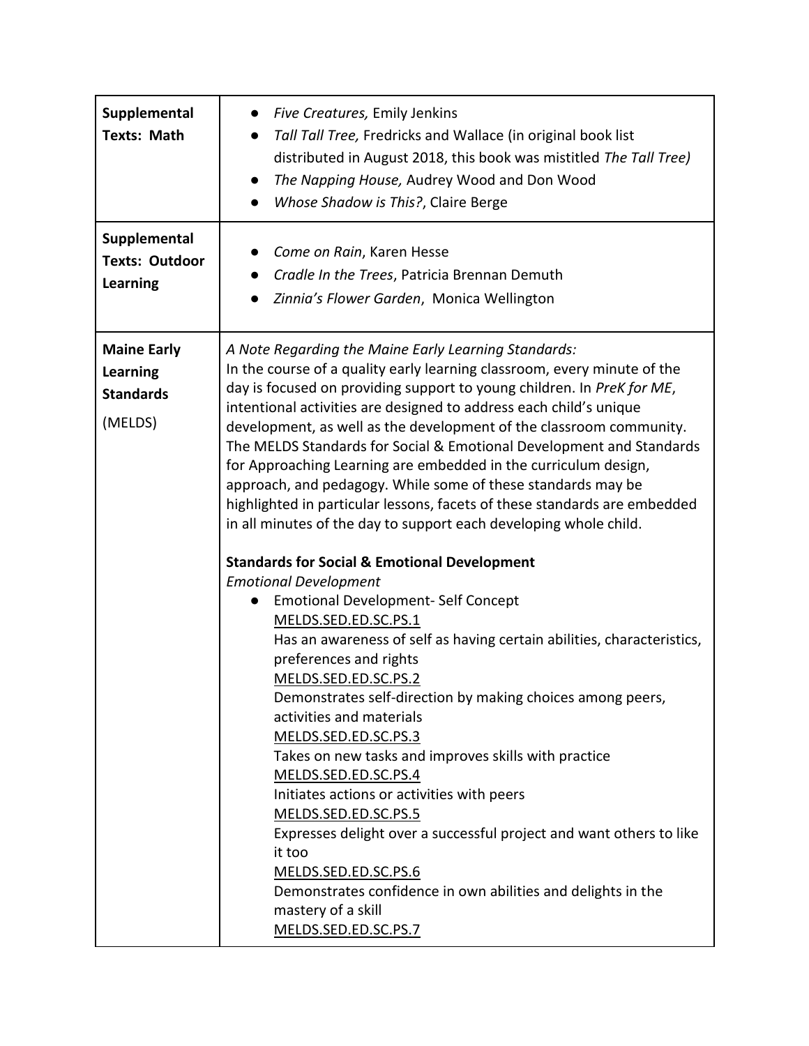| | |
|---|---|
| **Supplemental Texts: Math** | • *Five Creatures,* Emily Jenkins<br>• *Tall Tall Tree,* Fredricks and Wallace (in original book list distributed in August 2018, this book was mistitled *The Tall Tree)*<br>• *The Napping House,* Audrey Wood and Don Wood<br>• *Whose Shadow is This?*, Claire Berge |
| **Supplemental Texts: Outdoor Learning** | • *Come on Rain*, Karen Hesse<br>• *Cradle In the Trees*, Patricia Brennan Demuth<br>• *Zinnia's Flower Garden*, Monica Wellington |
| **Maine Early Learning Standards** (MELDS) | *A Note Regarding the Maine Early Learning Standards:*<br>In the course of a quality early learning classroom, every minute of the day is focused on providing support to young children. In *PreK for ME*, intentional activities are designed to address each child's unique development, as well as the development of the classroom community. The MELDS Standards for Social & Emotional Development and Standards for Approaching Learning are embedded in the curriculum design, approach, and pedagogy. While some of these standards may be highlighted in particular lessons, facets of these standards are embedded in all minutes of the day to support each developing whole child.<br><br>**Standards for Social & Emotional Development**<br>*Emotional Development*<br>• Emotional Development- Self Concept<br>MELDS.SED.ED.SC.PS.1<br>Has an awareness of self as having certain abilities, characteristics, preferences and rights<br>MELDS.SED.ED.SC.PS.2<br>Demonstrates self-direction by making choices among peers, activities and materials<br>MELDS.SED.ED.SC.PS.3<br>Takes on new tasks and improves skills with practice<br>MELDS.SED.ED.SC.PS.4<br>Initiates actions or activities with peers<br>MELDS.SED.ED.SC.PS.5<br>Expresses delight over a successful project and want others to like it too<br>MELDS.SED.ED.SC.PS.6<br>Demonstrates confidence in own abilities and delights in the mastery of a skill<br>MELDS.SED.ED.SC.PS.7 |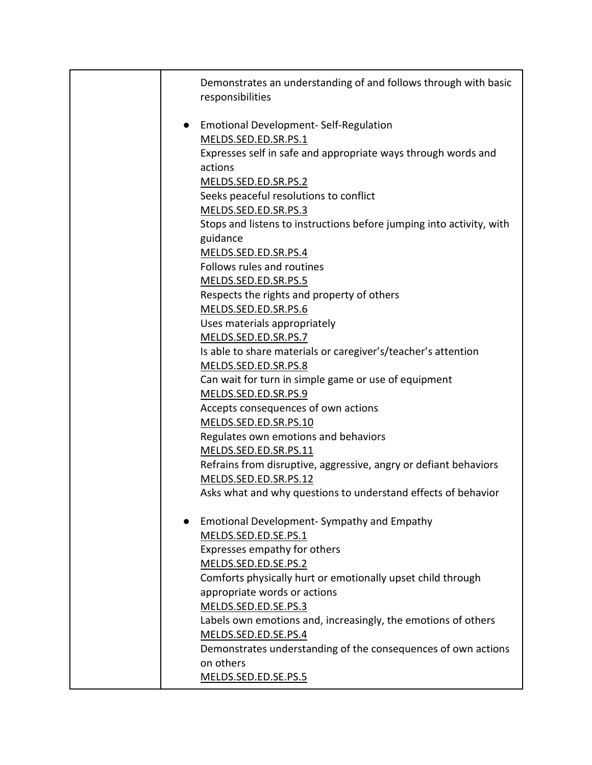| | |
|---|---|
| | Demonstrates an understanding of and follows through with basic responsibilities<br><br>- Emotional Development- Self-Regulation<br>MELDS.SED.ED.SR.PS.1<br>Expresses self in safe and appropriate ways through words and actions<br>MELDS.SED.ED.SR.PS.2<br>Seeks peaceful resolutions to conflict<br>MELDS.SED.ED.SR.PS.3<br>Stops and listens to instructions before jumping into activity, with guidance<br>MELDS.SED.ED.SR.PS.4<br>Follows rules and routines<br>MELDS.SED.ED.SR.PS.5<br>Respects the rights and property of others<br>MELDS.SED.ED.SR.PS.6<br>Uses materials appropriately<br>MELDS.SED.ED.SR.PS.7<br>Is able to share materials or caregiver's/teacher's attention<br>MELDS.SED.ED.SR.PS.8<br>Can wait for turn in simple game or use of equipment<br>MELDS.SED.ED.SR.PS.9<br>Accepts consequences of own actions<br>MELDS.SED.ED.SR.PS.10<br>Regulates own emotions and behaviors<br>MELDS.SED.ED.SR.PS.11<br>Refrains from disruptive, aggressive, angry or defiant behaviors<br>MELDS.SED.ED.SR.PS.12<br>Asks what and why questions to understand effects of behavior<br><br>- Emotional Development- Sympathy and Empathy<br>MELDS.SED.ED.SE.PS.1<br>Expresses empathy for others<br>MELDS.SED.ED.SE.PS.2<br>Comforts physically hurt or emotionally upset child through appropriate words or actions<br>MELDS.SED.ED.SE.PS.3<br>Labels own emotions and, increasingly, the emotions of others<br>MELDS.SED.ED.SE.PS.4<br>Demonstrates understanding of the consequences of own actions on others<br>MELDS.SED.ED.SE.PS.5 |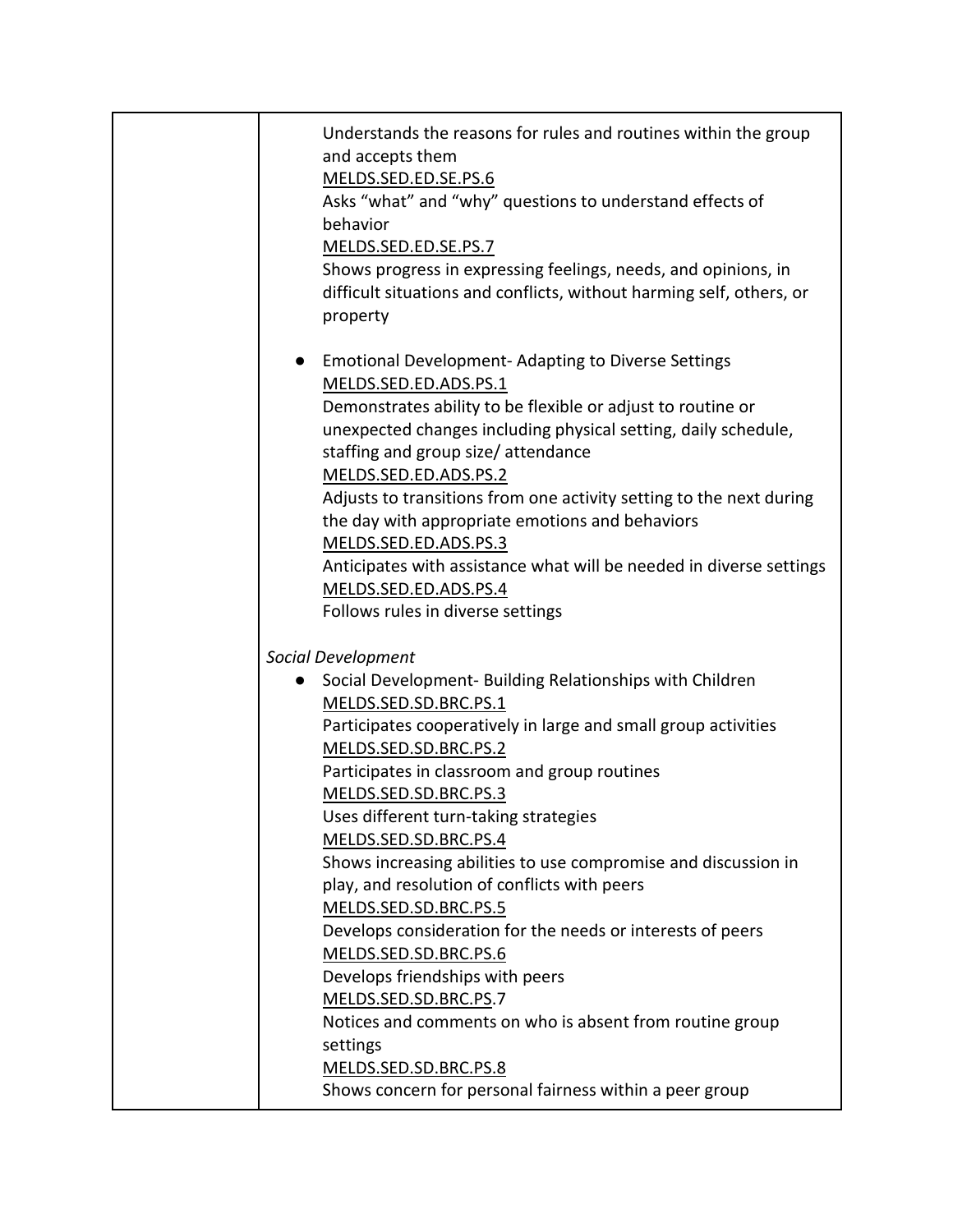| | |
|---|---|
| | Understands the reasons for rules and routines within the group and accepts them<br>MELDS.SED.ED.SE.PS.6<br>Asks "what" and "why" questions to understand effects of behavior<br>MELDS.SED.ED.SE.PS.7<br>Shows progress in expressing feelings, needs, and opinions, in difficult situations and conflicts, without harming self, others, or property<br><br>● Emotional Development- Adapting to Diverse Settings<br>MELDS.SED.ED.ADS.PS.1<br>Demonstrates ability to be flexible or adjust to routine or unexpected changes including physical setting, daily schedule, staffing and group size/ attendance<br>MELDS.SED.ED.ADS.PS.2<br>Adjusts to transitions from one activity setting to the next during the day with appropriate emotions and behaviors<br>MELDS.SED.ED.ADS.PS.3<br>Anticipates with assistance what will be needed in diverse settings<br>MELDS.SED.ED.ADS.PS.4<br>Follows rules in diverse settings<br><br>*Social Development*<br>● Social Development- Building Relationships with Children<br>MELDS.SED.SD.BRC.PS.1<br>Participates cooperatively in large and small group activities<br>MELDS.SED.SD.BRC.PS.2<br>Participates in classroom and group routines<br>MELDS.SED.SD.BRC.PS.3<br>Uses different turn-taking strategies<br>MELDS.SED.SD.BRC.PS.4<br>Shows increasing abilities to use compromise and discussion in play, and resolution of conflicts with peers<br>MELDS.SED.SD.BRC.PS.5<br>Develops consideration for the needs or interests of peers<br>MELDS.SED.SD.BRC.PS.6<br>Develops friendships with peers<br>MELDS.SED.SD.BRC.PS.7<br>Notices and comments on who is absent from routine group settings<br>MELDS.SED.SD.BRC.PS.8<br>Shows concern for personal fairness within a peer group |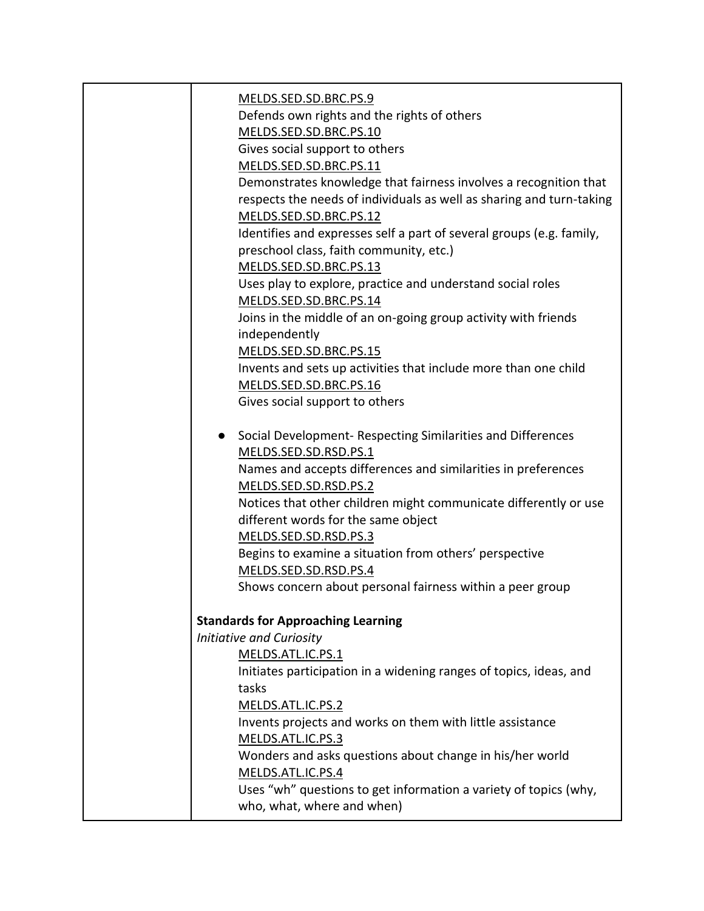| | |
|---|---|
| | MELDS.SED.SD.BRC.PS.9<br>Defends own rights and the rights of others<br>MELDS.SED.SD.BRC.PS.10<br>Gives social support to others<br>MELDS.SED.SD.BRC.PS.11<br>Demonstrates knowledge that fairness involves a recognition that respects the needs of individuals as well as sharing and turn-taking<br>MELDS.SED.SD.BRC.PS.12<br>Identifies and expresses self a part of several groups (e.g. family, preschool class, faith community, etc.)<br>MELDS.SED.SD.BRC.PS.13<br>Uses play to explore, practice and understand social roles<br>MELDS.SED.SD.BRC.PS.14<br>Joins in the middle of an on-going group activity with friends independently<br>MELDS.SED.SD.BRC.PS.15<br>Invents and sets up activities that include more than one child<br>MELDS.SED.SD.BRC.PS.16<br>Gives social support to others<br><br>● Social Development- Respecting Similarities and Differences<br>MELDS.SED.SD.RSD.PS.1<br>Names and accepts differences and similarities in preferences<br>MELDS.SED.SD.RSD.PS.2<br>Notices that other children might communicate differently or use different words for the same object<br>MELDS.SED.SD.RSD.PS.3<br>Begins to examine a situation from others' perspective<br>MELDS.SED.SD.RSD.PS.4<br>Shows concern about personal fairness within a peer group<br><br>**Standards for Approaching Learning**<br>*Initiative and Curiosity*<br>MELDS.ATL.IC.PS.1<br>Initiates participation in a widening ranges of topics, ideas, and tasks<br>MELDS.ATL.IC.PS.2<br>Invents projects and works on them with little assistance<br>MELDS.ATL.IC.PS.3<br>Wonders and asks questions about change in his/her world<br>MELDS.ATL.IC.PS.4<br>Uses "wh" questions to get information a variety of topics (why, who, what, where and when) |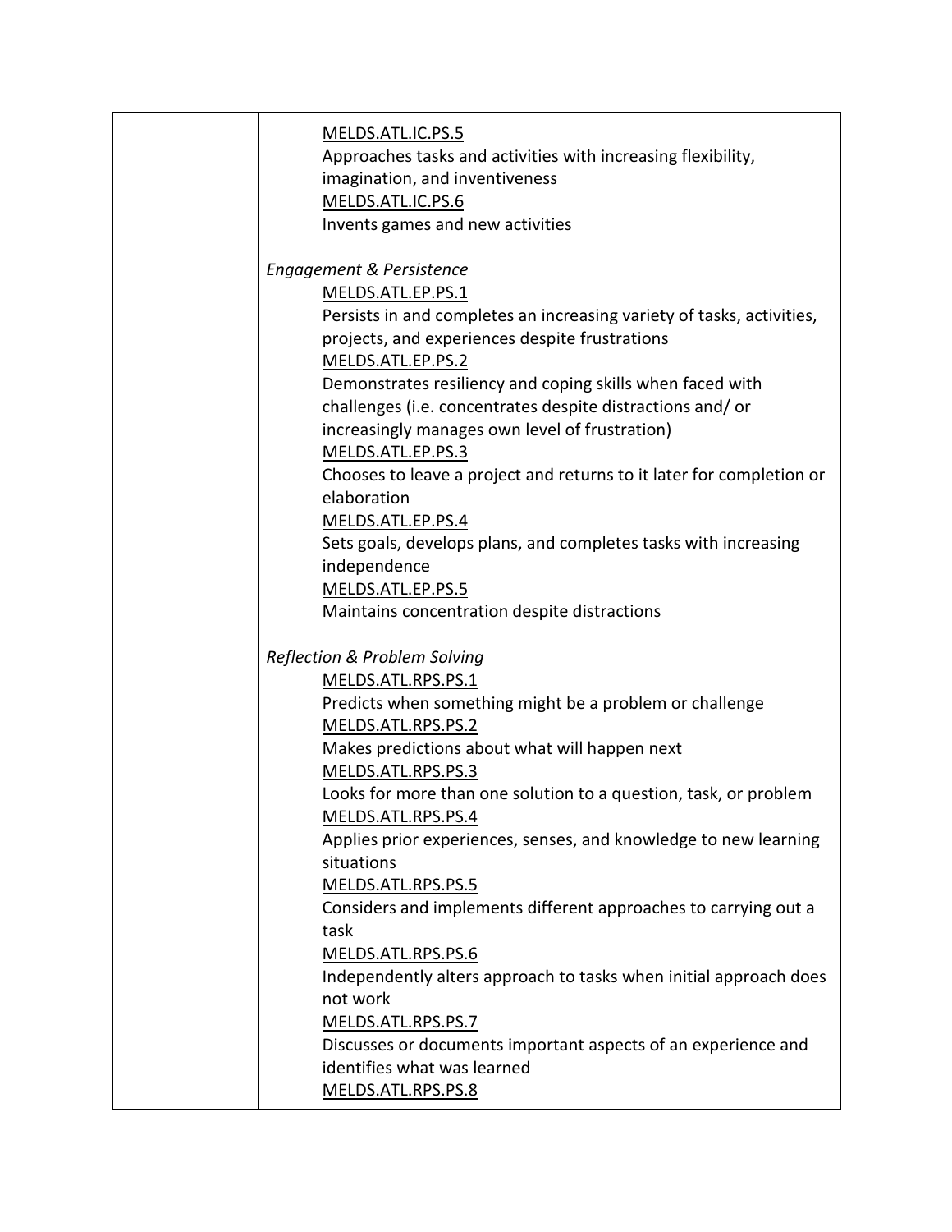| | |
|---|---|
| | MELDS.ATL.IC.PS.5<br>Approaches tasks and activities with increasing flexibility, imagination, and inventiveness<br>MELDS.ATL.IC.PS.6<br>Invents games and new activities<br><br>*Engagement & Persistence*<br>MELDS.ATL.EP.PS.1<br>Persists in and completes an increasing variety of tasks, activities, projects, and experiences despite frustrations<br>MELDS.ATL.EP.PS.2<br>Demonstrates resiliency and coping skills when faced with challenges (i.e. concentrates despite distractions and/ or increasingly manages own level of frustration)<br>MELDS.ATL.EP.PS.3<br>Chooses to leave a project and returns to it later for completion or elaboration<br>MELDS.ATL.EP.PS.4<br>Sets goals, develops plans, and completes tasks with increasing independence<br>MELDS.ATL.EP.PS.5<br>Maintains concentration despite distractions<br><br>*Reflection & Problem Solving*<br>MELDS.ATL.RPS.PS.1<br>Predicts when something might be a problem or challenge<br>MELDS.ATL.RPS.PS.2<br>Makes predictions about what will happen next<br>MELDS.ATL.RPS.PS.3<br>Looks for more than one solution to a question, task, or problem<br>MELDS.ATL.RPS.PS.4<br>Applies prior experiences, senses, and knowledge to new learning situations<br>MELDS.ATL.RPS.PS.5<br>Considers and implements different approaches to carrying out a task<br>MELDS.ATL.RPS.PS.6<br>Independently alters approach to tasks when initial approach does not work<br>MELDS.ATL.RPS.PS.7<br>Discusses or documents important aspects of an experience and identifies what was learned<br>MELDS.ATL.RPS.PS.8 |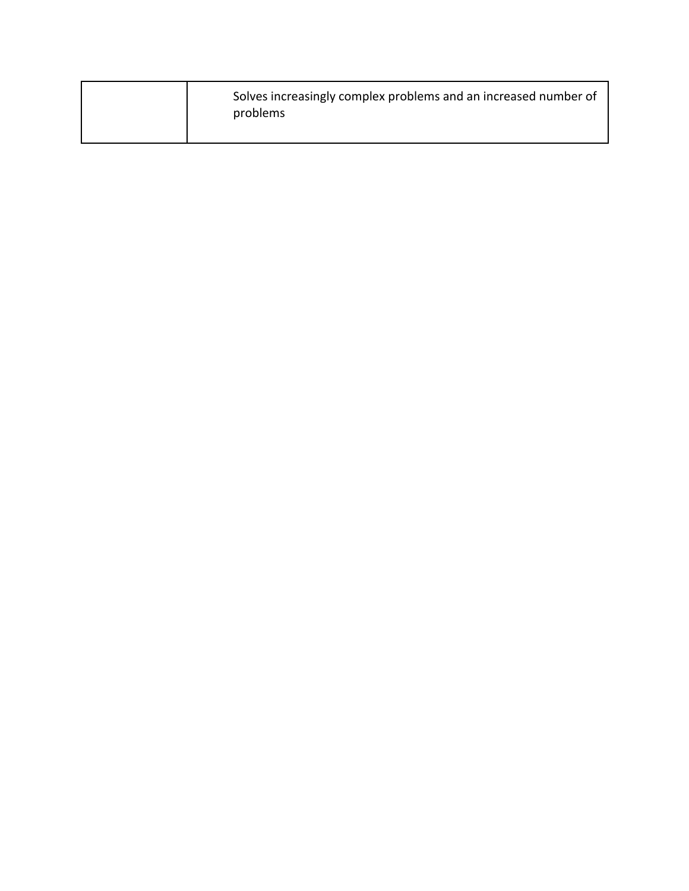| | |
|---|---|
| | Solves increasingly complex problems and an increased number of problems |